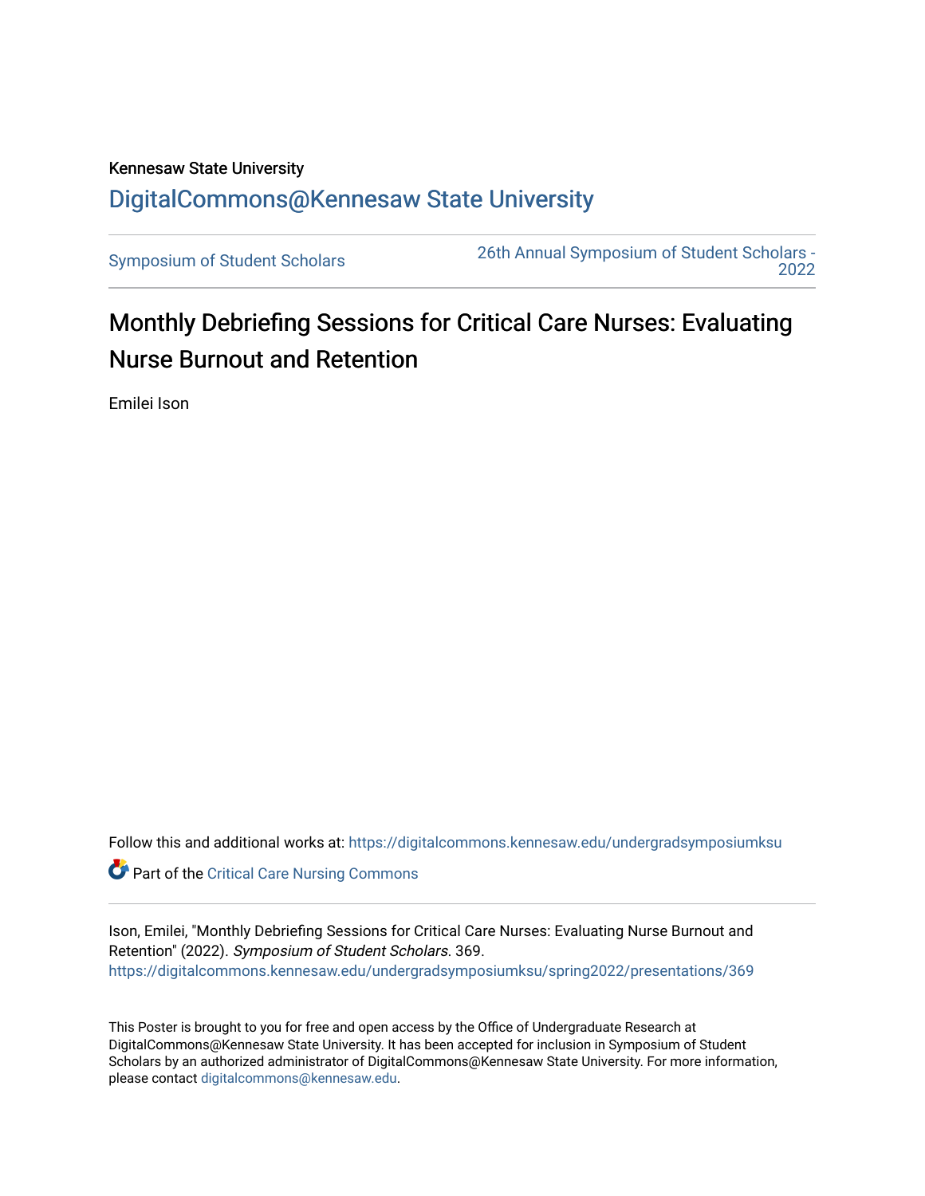Kennesaw State University

# DigitalCommons@Kennesaw State University

Symposium of Student Scholars

26th Annual Symposium of Student Scholars - 2022

## Monthly Debriefing Sessions for Critical Care Nurses: Evaluating Nurse Burnout and Retention

Emilei Ison

Follow this and additional works at: https://digitalcommons.kennesaw.edu/undergradsymposiumksu

Part of the Critical Care Nursing Commons

Ison, Emilei, "Monthly Debriefing Sessions for Critical Care Nurses: Evaluating Nurse Burnout and Retention" (2022). *Symposium of Student Scholars*. 369.
https://digitalcommons.kennesaw.edu/undergradsymposiumksu/spring2022/presentations/369

This Poster is brought to you for free and open access by the Office of Undergraduate Research at DigitalCommons@Kennesaw State University. It has been accepted for inclusion in Symposium of Student Scholars by an authorized administrator of DigitalCommons@Kennesaw State University. For more information, please contact digitalcommons@kennesaw.edu.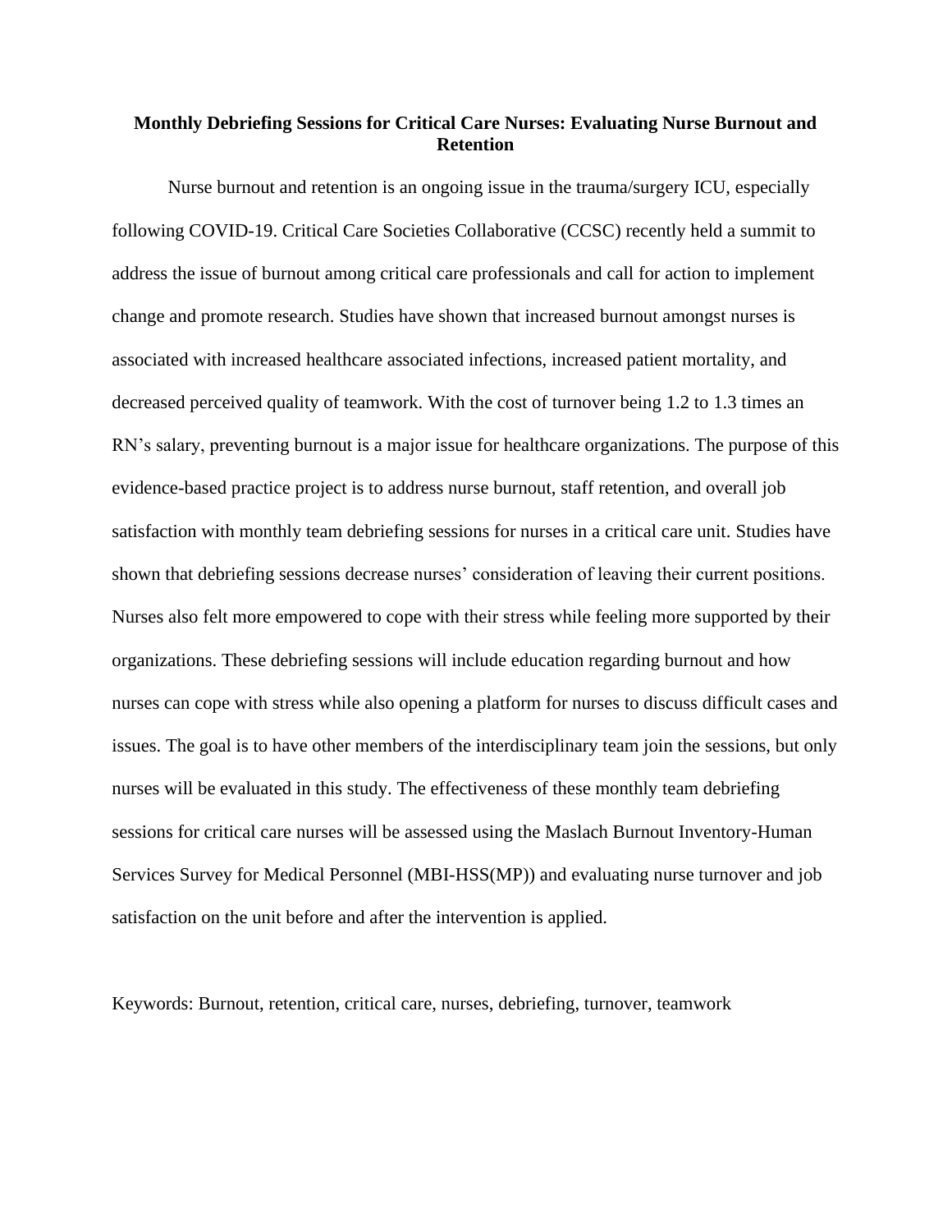**Monthly Debriefing Sessions for Critical Care Nurses: Evaluating Nurse Burnout and Retention**

Nurse burnout and retention is an ongoing issue in the trauma/surgery ICU, especially following COVID-19. Critical Care Societies Collaborative (CCSC) recently held a summit to address the issue of burnout among critical care professionals and call for action to implement change and promote research. Studies have shown that increased burnout amongst nurses is associated with increased healthcare associated infections, increased patient mortality, and decreased perceived quality of teamwork. With the cost of turnover being 1.2 to 1.3 times an RN's salary, preventing burnout is a major issue for healthcare organizations. The purpose of this evidence-based practice project is to address nurse burnout, staff retention, and overall job satisfaction with monthly team debriefing sessions for nurses in a critical care unit. Studies have shown that debriefing sessions decrease nurses' consideration of leaving their current positions. Nurses also felt more empowered to cope with their stress while feeling more supported by their organizations. These debriefing sessions will include education regarding burnout and how nurses can cope with stress while also opening a platform for nurses to discuss difficult cases and issues. The goal is to have other members of the interdisciplinary team join the sessions, but only nurses will be evaluated in this study. The effectiveness of these monthly team debriefing sessions for critical care nurses will be assessed using the Maslach Burnout Inventory-Human Services Survey for Medical Personnel (MBI-HSS(MP)) and evaluating nurse turnover and job satisfaction on the unit before and after the intervention is applied.

Keywords: Burnout, retention, critical care, nurses, debriefing, turnover, teamwork